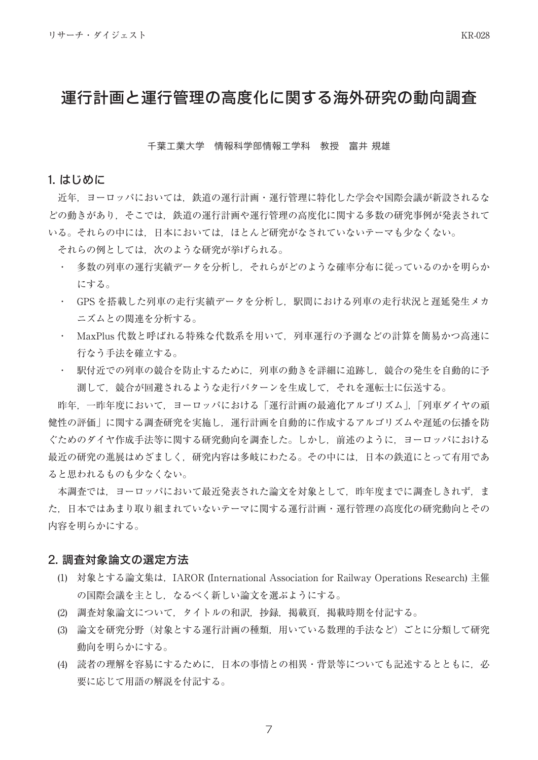# 運行計画と運行管理の高度化に関する海外研究の動向調査

千葉工業大学　情報科学部情報工学科　教授　富井 規雄

## 1. はじめに

近年，ヨーロッパにおいては，鉄道の運行計画・運行管理に特化した学会や国際会議が新設されるなどの動きがあり，そこでは，鉄道の運行計画や運行管理の高度化に関する多数の研究事例が発表されている。それらの中には，日本においては，ほとんど研究がなされていないテーマも少なくない。

それらの例としては，次のような研究が挙げられる。

- 多数の列車の運行実績データを分析し，それらがどのような確率分布に従っているのかを明らかにする。
- GPS を搭載した列車の走行実績データを分析し，駅間における列車の走行状況と遅延発生メカニズムとの関連を分析する。
- MaxPlus 代数と呼ばれる特殊な代数系を用いて，列車運行の予測などの計算を簡易かつ高速に行なう手法を確立する。
- 駅付近での列車の競合を防止するために，列車の動きを詳細に追跡し，競合の発生を自動的に予測して，競合が回避されるような走行パターンを生成して，それを運転士に伝送する。

昨年，一昨年度において，ヨーロッパにおける「運行計画の最適化アルゴリズム」,「列車ダイヤの頑健性の評価」に関する調査研究を実施し，運行計画を自動的に作成するアルゴリズムや遅延の伝播を防ぐためのダイヤ作成手法等に関する研究動向を調査した。しかし，前述のように，ヨーロッパにおける最近の研究の進展はめざましく，研究内容は多岐にわたる。その中には，日本の鉄道にとって有用であると思われるものも少なくない。

本調査では，ヨーロッパにおいて最近発表された論文を対象として，昨年度までに調査しきれず，また，日本ではあまり取り組まれていないテーマに関する運行計画・運行管理の高度化の研究動向とその内容を明らかにする。

## 2. 調査対象論文の選定方法

(1) 対象とする論文集は，IAROR (International Association for Railway Operations Research) 主催の国際会議を主とし，なるべく新しい論文を選ぶようにする。

(2) 調査対象論文について，タイトルの和訳，抄録，掲載頁，掲載時期を付記する。

(3) 論文を研究分野（対象とする運行計画の種類，用いている数理的手法など）ごとに分類して研究動向を明らかにする。

(4) 読者の理解を容易にするために，日本の事情との相異・背景等についても記述するとともに，必要に応じて用語の解説を付記する。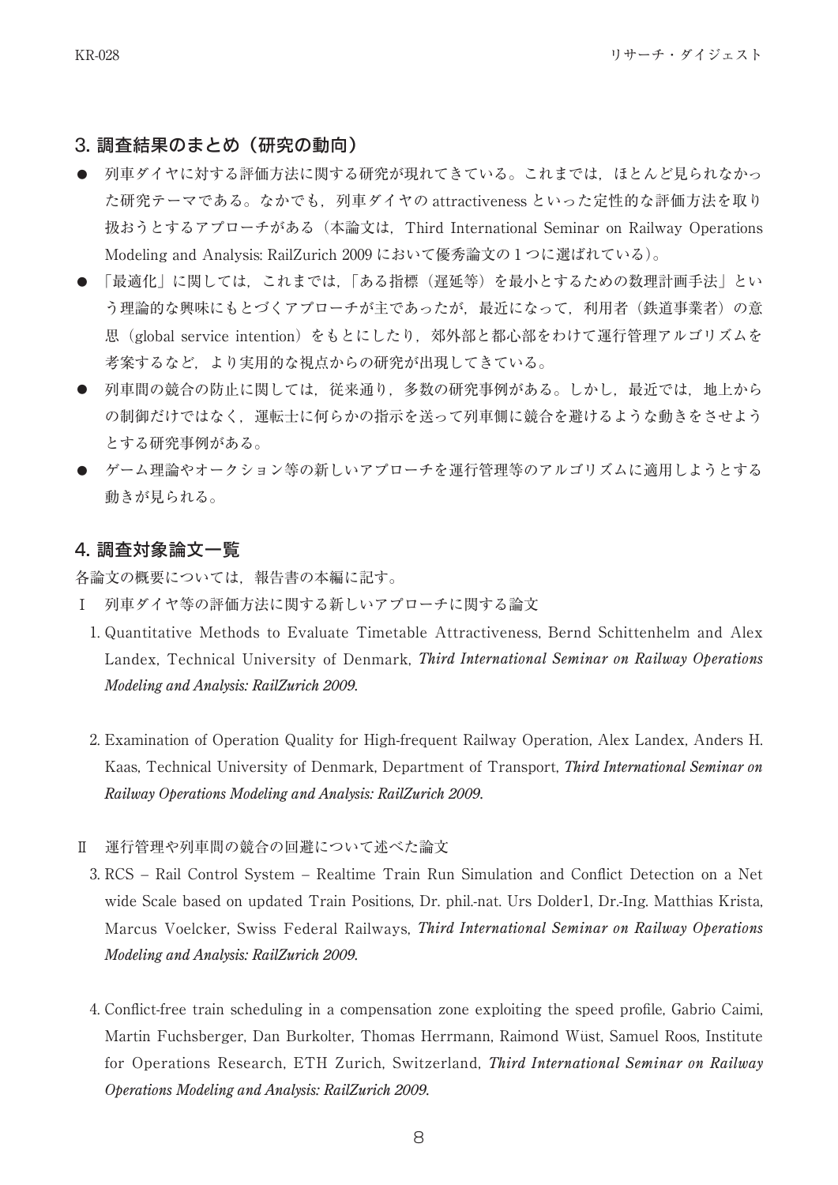## 3. 調査結果のまとめ（研究の動向）

- 列車ダイヤに対する評価方法に関する研究が現れてきている。これまでは，ほとんど見られなかった研究テーマである。なかでも，列車ダイヤの attractiveness といった定性的な評価方法を取り扱おうとするアプローチがある（本論文は，Third International Seminar on Railway Operations Modeling and Analysis: RailZurich 2009 において優秀論文の 1 つに選ばれている）。
- 「最適化」に関しては，これまでは，「ある指標（遅延等）を最小とするための数理計画手法」という理論的な興味にもとづくアプローチが主であったが，最近になって，利用者（鉄道事業者）の意思（global service intention）をもとにしたり，郊外部と都心部をわけて運行管理アルゴリズムを考案するなど，より実用的な視点からの研究が出現してきている。
- 列車間の競合の防止に関しては，従来通り，多数の研究事例がある。しかし，最近では，地上からの制御だけではなく，運転士に何らかの指示を送って列車側に競合を避けるような動きをさせようとする研究事例がある。
- ゲーム理論やオークション等の新しいアプローチを運行管理等のアルゴリズムに適用しようとする動きが見られる。

## 4. 調査対象論文一覧

各論文の概要については，報告書の本編に記す。

Ⅰ 列車ダイヤ等の評価方法に関する新しいアプローチに関する論文

1. Quantitative Methods to Evaluate Timetable Attractiveness, Bernd Schittenhelm and Alex Landex, Technical University of Denmark, *Third International Seminar on Railway Operations Modeling and Analysis: RailZurich 2009.*

2. Examination of Operation Quality for High-frequent Railway Operation, Alex Landex, Anders H. Kaas, Technical University of Denmark, Department of Transport, *Third International Seminar on Railway Operations Modeling and Analysis: RailZurich 2009.*

Ⅱ 運行管理や列車間の競合の回避について述べた論文

3. RCS – Rail Control System – Realtime Train Run Simulation and Conflict Detection on a Net wide Scale based on updated Train Positions, Dr. phil.-nat. Urs Dolder1, Dr.-Ing. Matthias Krista, Marcus Voelcker, Swiss Federal Railways, *Third International Seminar on Railway Operations Modeling and Analysis: RailZurich 2009.*

4. Conflict-free train scheduling in a compensation zone exploiting the speed profile, Gabrio Caimi, Martin Fuchsberger, Dan Burkolter, Thomas Herrmann, Raimond Wüst, Samuel Roos, Institute for Operations Research, ETH Zurich, Switzerland, *Third International Seminar on Railway Operations Modeling and Analysis: RailZurich 2009.*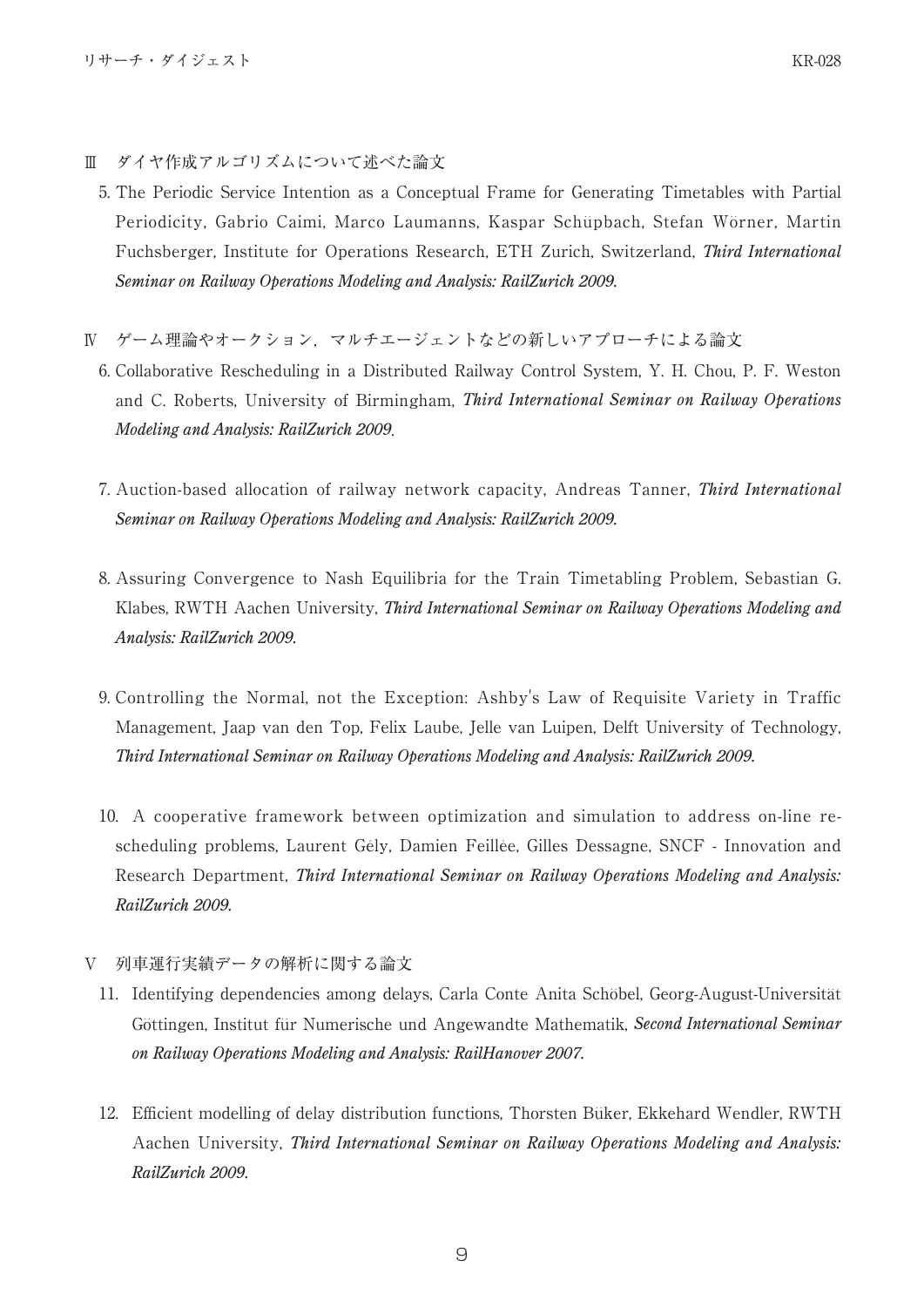## Ⅲ　ダイヤ作成アルゴリズムについて述べた論文

5. The Periodic Service Intention as a Conceptual Frame for Generating Timetables with Partial Periodicity, Gabrio Caimi, Marco Laumanns, Kaspar Schüpbach, Stefan Wörner, Martin Fuchsberger, Institute for Operations Research, ETH Zurich, Switzerland, ***Third International Seminar on Railway Operations Modeling and Analysis: RailZurich 2009.***

## Ⅳ　ゲーム理論やオークション，マルチエージェントなどの新しいアプローチによる論文

6. Collaborative Rescheduling in a Distributed Railway Control System, Y. H. Chou, P. F. Weston and C. Roberts, University of Birmingham, ***Third International Seminar on Railway Operations Modeling and Analysis: RailZurich 2009***.

7. Auction-based allocation of railway network capacity, Andreas Tanner, ***Third International Seminar on Railway Operations Modeling and Analysis: RailZurich 2009.***

8. Assuring Convergence to Nash Equilibria for the Train Timetabling Problem, Sebastian G. Klabes, RWTH Aachen University, ***Third International Seminar on Railway Operations Modeling and Analysis: RailZurich 2009.***

9. Controlling the Normal, not the Exception: Ashby's Law of Requisite Variety in Traffic Management, Jaap van den Top, Felix Laube, Jelle van Luipen, Delft University of Technology, ***Third International Seminar on Railway Operations Modeling and Analysis: RailZurich 2009.***

10. A cooperative framework between optimization and simulation to address on-line re-scheduling problems, Laurent Gély, Damien Feillée, Gilles Dessagne, SNCF - Innovation and Research Department, ***Third International Seminar on Railway Operations Modeling and Analysis: RailZurich 2009.***

## Ⅴ　列車運行実績データの解析に関する論文

11. Identifying dependencies among delays, Carla Conte Anita Schöbel, Georg-August-Universität Göttingen, Institut für Numerische und Angewandte Mathematik, ***Second International Seminar on Railway Operations Modeling and Analysis: RailHanover 2007.***

12. Efficient modelling of delay distribution functions, Thorsten Büker, Ekkehard Wendler, RWTH Aachen University, ***Third International Seminar on Railway Operations Modeling and Analysis: RailZurich 2009.***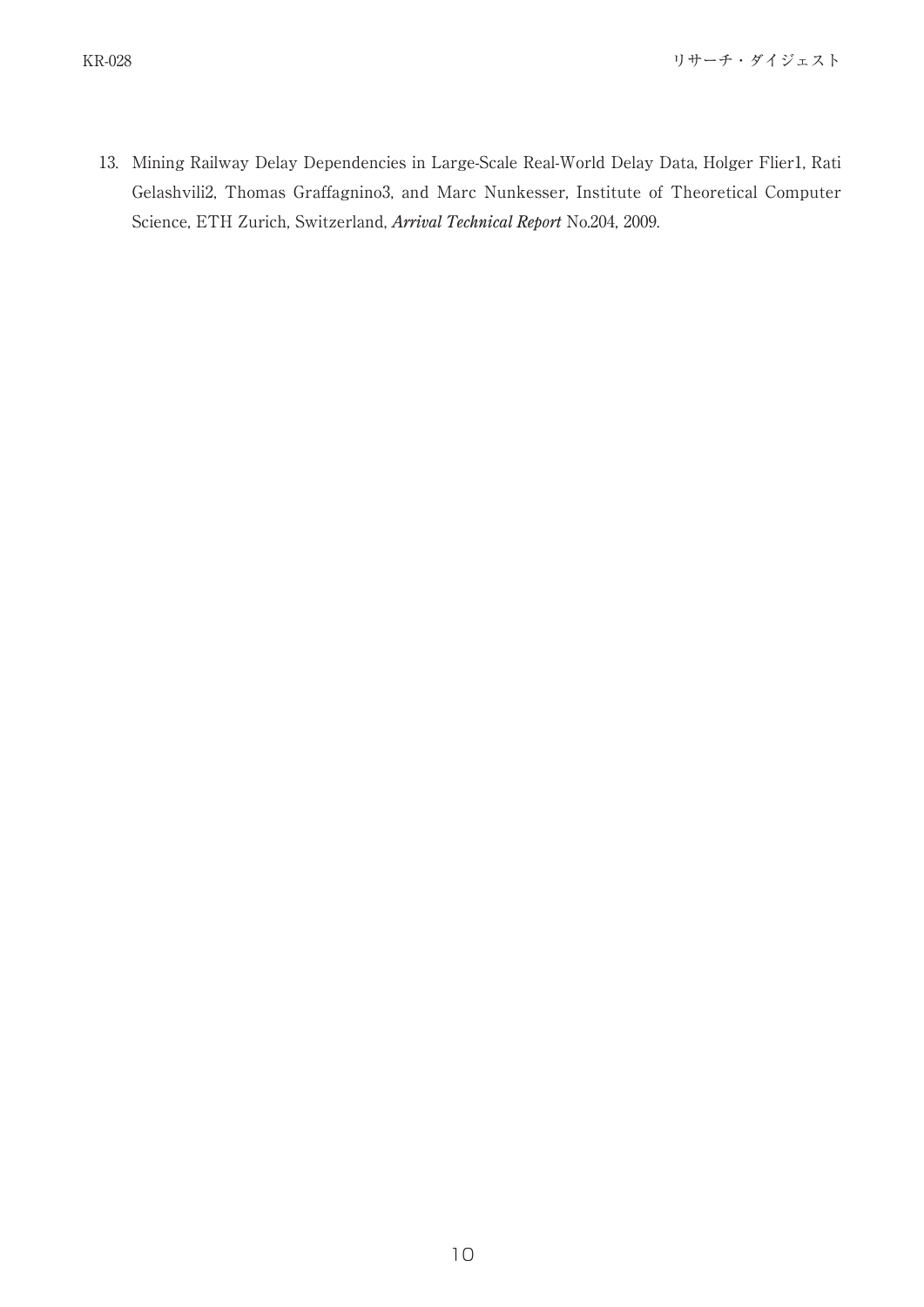13. Mining Railway Delay Dependencies in Large-Scale Real-World Delay Data, Holger Flier[1], Rati Gelashvili[2], Thomas Graffagnino[3], and Marc Nunkesser, Institute of Theoretical Computer Science, ETH Zurich, Switzerland, ***Arrival Technical Report*** No.204, 2009.